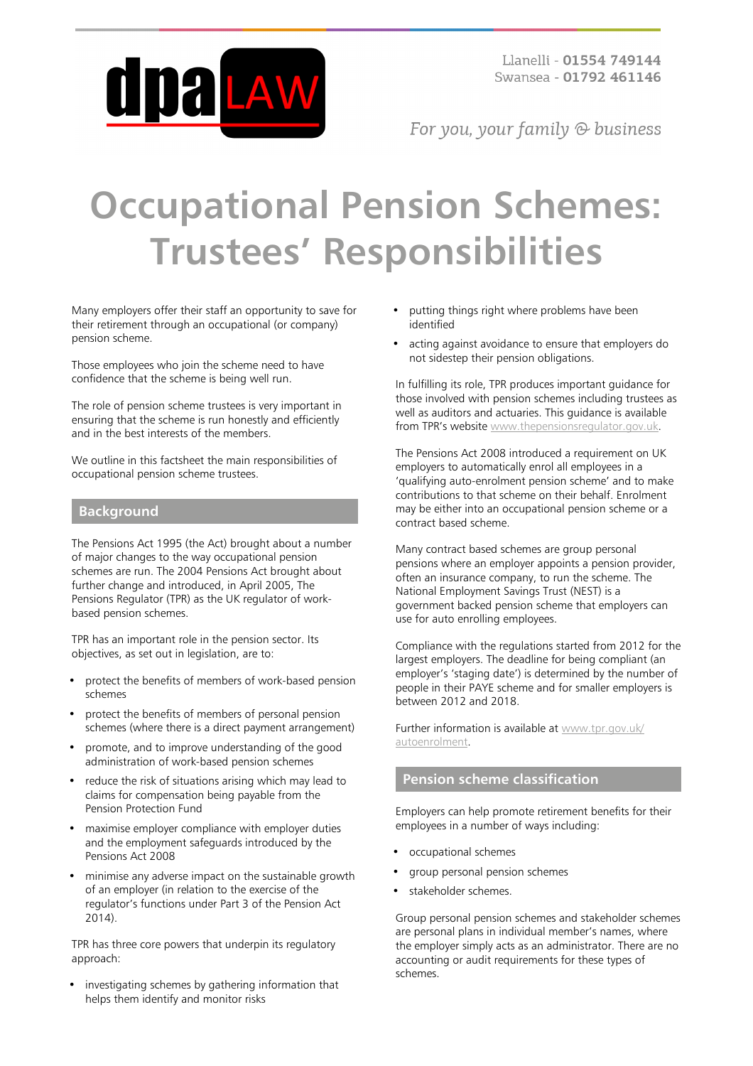# Occupational Pension Schemes: Trustees' Responsibilities

Many employers offer their staff an opportunity to save for their retirement through an occupational (or company) pension scheme.

Those employees who join the scheme need to have confidence that the scheme is being well run.

The role of pension scheme trustees is very important in ensuring that the scheme is run honestly and efficiently and in the best interests of the members.

We outline in this factsheet the main responsibilities of occupational pension scheme trustees.

## Background

The Pensions Act 1995 (the Act) brought about a number of major changes to the way occupational pension schemes are run. The 2004 Pensions Act brought about further change and introduced, in April 2005, The Pensions Regulator (TPR) as the UK regulator of work-based pension schemes.

TPR has an important role in the pension sector. Its objectives, as set out in legislation, are to:

- protect the benefits of members of work-based pension schemes
- protect the benefits of members of personal pension schemes (where there is a direct payment arrangement)
- promote, and to improve understanding of the good administration of work-based pension schemes
- reduce the risk of situations arising which may lead to claims for compensation being payable from the Pension Protection Fund
- maximise employer compliance with employer duties and the employment safeguards introduced by the Pensions Act 2008
- minimise any adverse impact on the sustainable growth of an employer (in relation to the exercise of the regulator's functions under Part 3 of the Pension Act 2014).

TPR has three core powers that underpin its regulatory approach:

- investigating schemes by gathering information that helps them identify and monitor risks
- putting things right where problems have been identified
- acting against avoidance to ensure that employers do not sidestep their pension obligations.

In fulfilling its role, TPR produces important guidance for those involved with pension schemes including trustees as well as auditors and actuaries. This guidance is available from TPR's website www.thepensionsregulator.gov.uk.

The Pensions Act 2008 introduced a requirement on UK employers to automatically enrol all employees in a 'qualifying auto-enrolment pension scheme' and to make contributions to that scheme on their behalf. Enrolment may be either into an occupational pension scheme or a contract based scheme.

Many contract based schemes are group personal pensions where an employer appoints a pension provider, often an insurance company, to run the scheme. The National Employment Savings Trust (NEST) is a government backed pension scheme that employers can use for auto enrolling employees.

Compliance with the regulations started from 2012 for the largest employers. The deadline for being compliant (an employer's 'staging date') is determined by the number of people in their PAYE scheme and for smaller employers is between 2012 and 2018.

Further information is available at www.tpr.gov.uk/autoenrolment.

## Pension scheme classification

Employers can help promote retirement benefits for their employees in a number of ways including:

- occupational schemes
- group personal pension schemes
- stakeholder schemes.

Group personal pension schemes and stakeholder schemes are personal plans in individual member's names, where the employer simply acts as an administrator. There are no accounting or audit requirements for these types of schemes.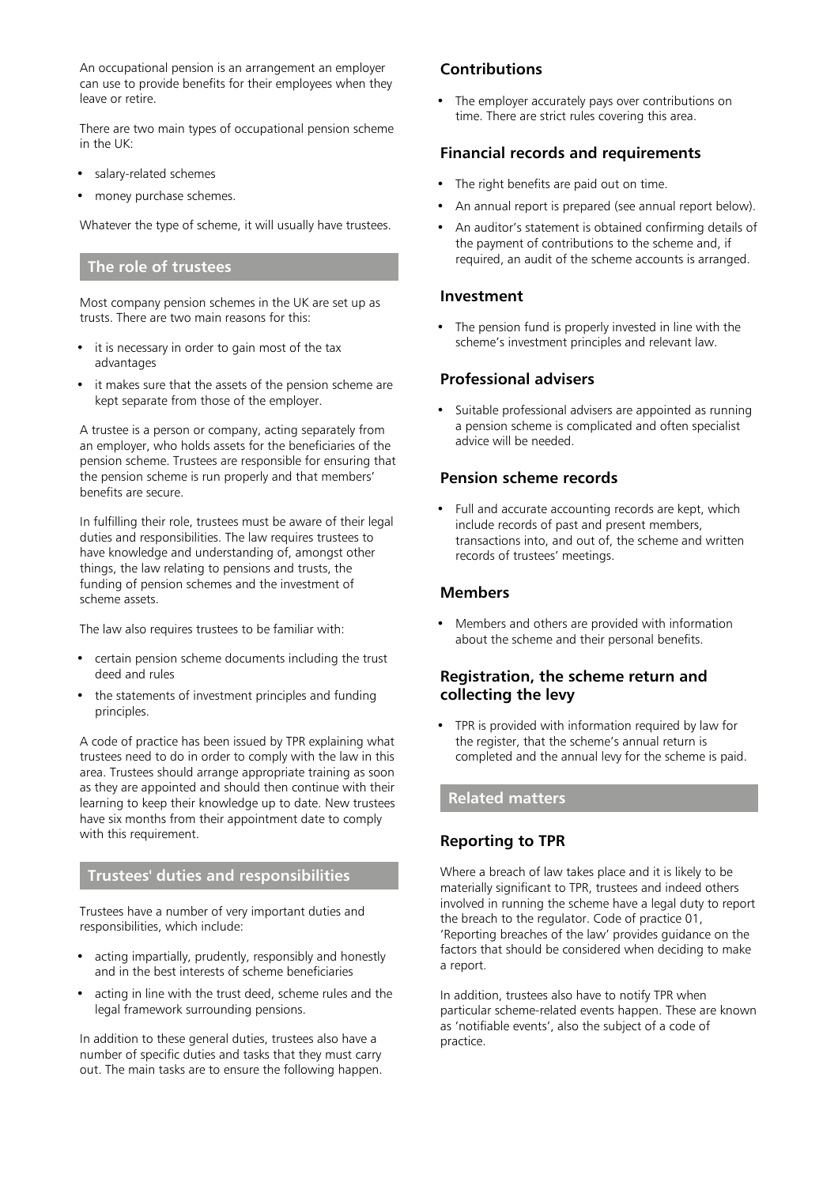An occupational pension is an arrangement an employer can use to provide benefits for their employees when they leave or retire.

There are two main types of occupational pension scheme in the UK:

- salary-related schemes
- money purchase schemes.

Whatever the type of scheme, it will usually have trustees.

## The role of trustees

Most company pension schemes in the UK are set up as trusts. There are two main reasons for this:

- it is necessary in order to gain most of the tax advantages
- it makes sure that the assets of the pension scheme are kept separate from those of the employer.

A trustee is a person or company, acting separately from an employer, who holds assets for the beneficiaries of the pension scheme. Trustees are responsible for ensuring that the pension scheme is run properly and that members' benefits are secure.

In fulfilling their role, trustees must be aware of their legal duties and responsibilities. The law requires trustees to have knowledge and understanding of, amongst other things, the law relating to pensions and trusts, the funding of pension schemes and the investment of scheme assets.

The law also requires trustees to be familiar with:

- certain pension scheme documents including the trust deed and rules
- the statements of investment principles and funding principles.

A code of practice has been issued by TPR explaining what trustees need to do in order to comply with the law in this area. Trustees should arrange appropriate training as soon as they are appointed and should then continue with their learning to keep their knowledge up to date. New trustees have six months from their appointment date to comply with this requirement.

## Trustees' duties and responsibilities

Trustees have a number of very important duties and responsibilities, which include:

- acting impartially, prudently, responsibly and honestly and in the best interests of scheme beneficiaries
- acting in line with the trust deed, scheme rules and the legal framework surrounding pensions.

In addition to these general duties, trustees also have a number of specific duties and tasks that they must carry out. The main tasks are to ensure the following happen.

### Contributions

- The employer accurately pays over contributions on time. There are strict rules covering this area.

### Financial records and requirements

- The right benefits are paid out on time.
- An annual report is prepared (see annual report below).
- An auditor's statement is obtained confirming details of the payment of contributions to the scheme and, if required, an audit of the scheme accounts is arranged.

### Investment

- The pension fund is properly invested in line with the scheme's investment principles and relevant law.

### Professional advisers

- Suitable professional advisers are appointed as running a pension scheme is complicated and often specialist advice will be needed.

### Pension scheme records

- Full and accurate accounting records are kept, which include records of past and present members, transactions into, and out of, the scheme and written records of trustees' meetings.

### Members

- Members and others are provided with information about the scheme and their personal benefits.

### Registration, the scheme return and collecting the levy

- TPR is provided with information required by law for the register, that the scheme's annual return is completed and the annual levy for the scheme is paid.

## Related matters

### Reporting to TPR

Where a breach of law takes place and it is likely to be materially significant to TPR, trustees and indeed others involved in running the scheme have a legal duty to report the breach to the regulator. Code of practice 01, 'Reporting breaches of the law' provides guidance on the factors that should be considered when deciding to make a report.

In addition, trustees also have to notify TPR when particular scheme-related events happen. These are known as 'notifiable events', also the subject of a code of practice.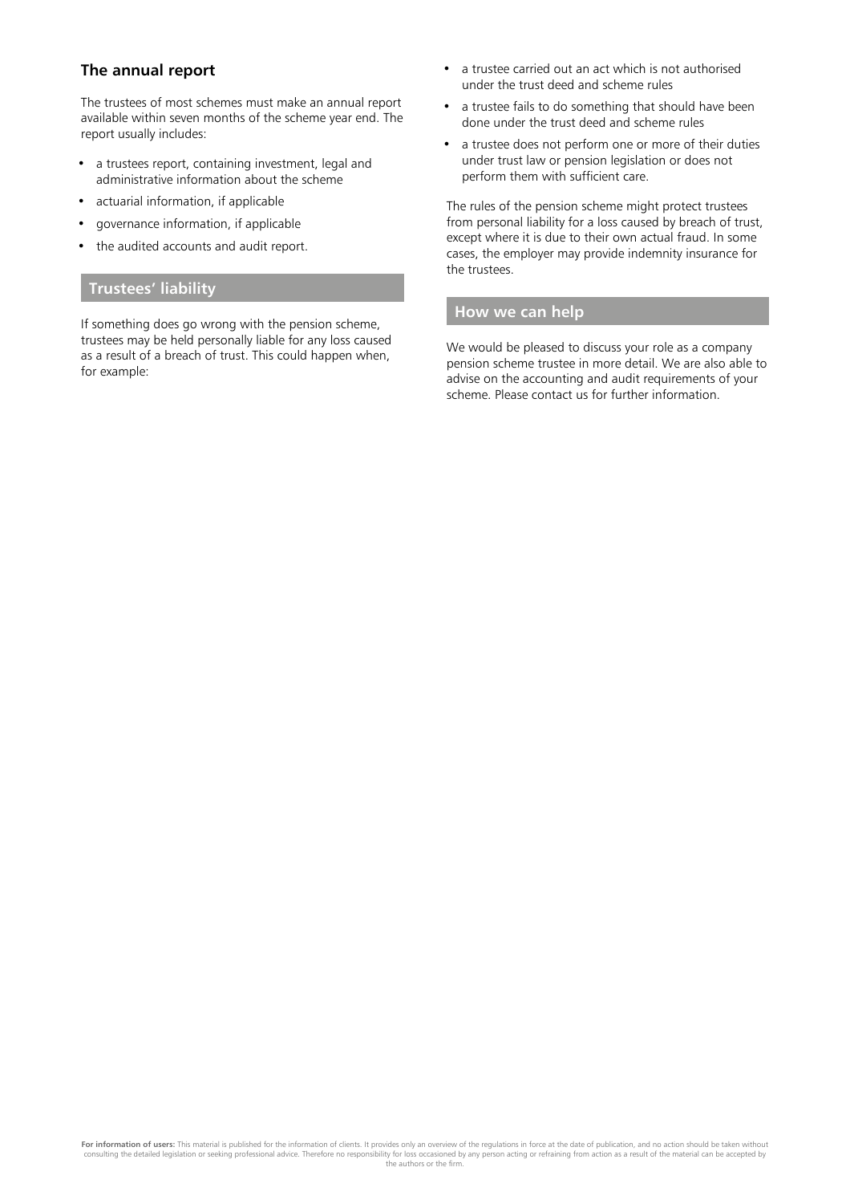## The annual report

The trustees of most schemes must make an annual report available within seven months of the scheme year end. The report usually includes:

- a trustees report, containing investment, legal and administrative information about the scheme
- actuarial information, if applicable
- governance information, if applicable
- the audited accounts and audit report.

## Trustees' liability

If something does go wrong with the pension scheme, trustees may be held personally liable for any loss caused as a result of a breach of trust. This could happen when, for example:

- a trustee carried out an act which is not authorised under the trust deed and scheme rules
- a trustee fails to do something that should have been done under the trust deed and scheme rules
- a trustee does not perform one or more of their duties under trust law or pension legislation or does not perform them with sufficient care.

The rules of the pension scheme might protect trustees from personal liability for a loss caused by breach of trust, except where it is due to their own actual fraud. In some cases, the employer may provide indemnity insurance for the trustees.

## How we can help

We would be pleased to discuss your role as a company pension scheme trustee in more detail. We are also able to advise on the accounting and audit requirements of your scheme. Please contact us for further information.

**For information of users:** This material is published for the information of clients. It provides only an overview of the regulations in force at the date of publication, and no action should be taken without consulting the detailed legislation or seeking professional advice. Therefore no responsibility for loss occasioned by any person acting or refraining from action as a result of the material can be accepted by the authors or the firm.